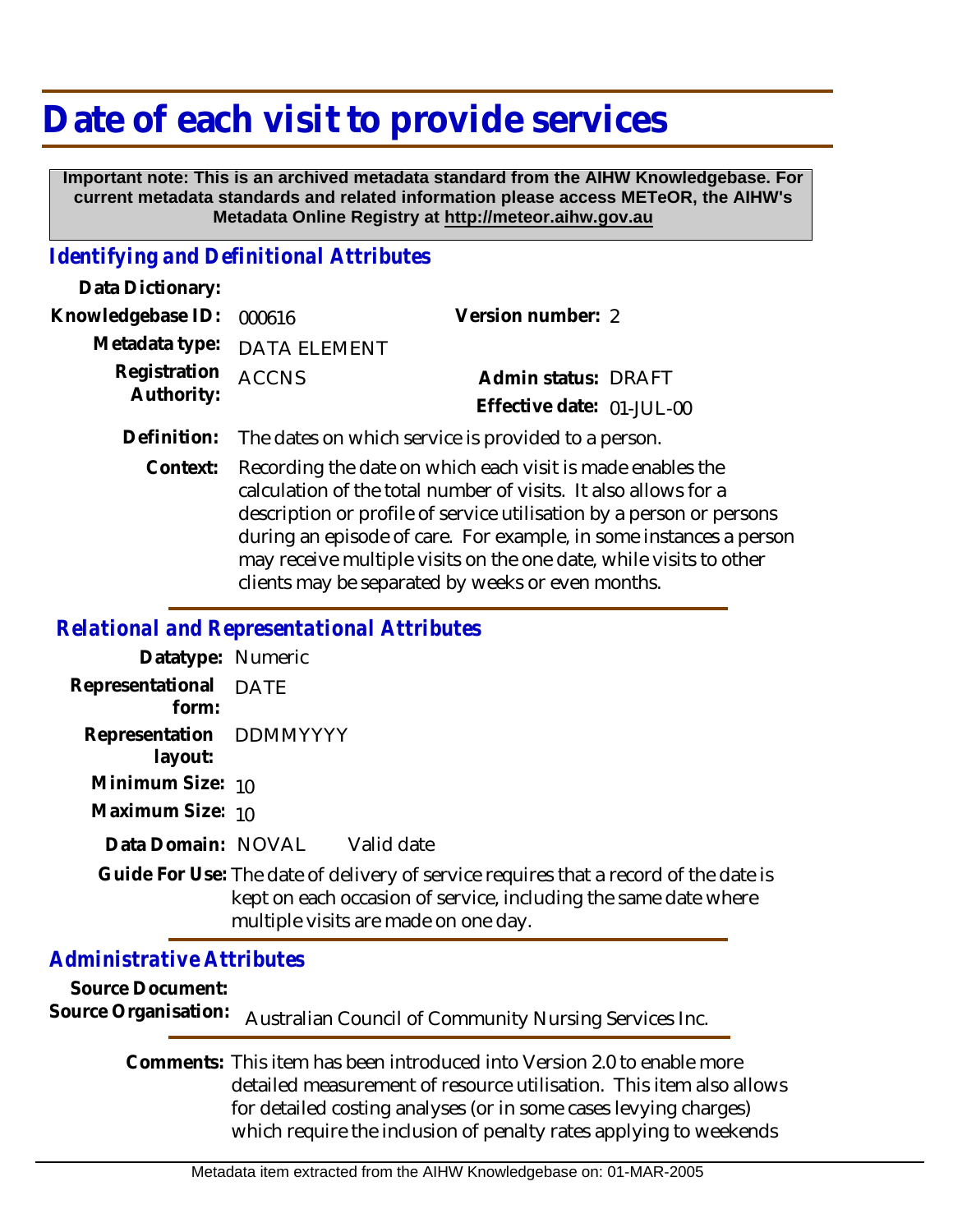# Date of each visit to provide services

**Important note: This is an archived metadata standard from the AIHW Knowledgebase. For current metadata standards and related information please access METeOR, the AIHW's Metadata Online Registry at http://meteor.aihw.gov.au**

## *Identifying and Definitional Attributes*

**Data Dictionary:**

**Knowledgebase ID:** 000616 **Version number:** 2

**Metadata type:** DATA ELEMENT

**Registration Authority:** ACCNS **Admin status:** DRAFT

**Effective date:** 01-JUL-00

**Definition:** The dates on which service is provided to a person.

**Context:** Recording the date on which each visit is made enables the calculation of the total number of visits. It also allows for a description or profile of service utilisation by a person or persons during an episode of care. For example, in some instances a person may receive multiple visits on the one date, while visits to other clients may be separated by weeks or even months.

## *Relational and Representational Attributes*

**Datatype:** Numeric

**Representational form:** DATE

**Representation layout:** DDMMYYYY

**Minimum Size:** 10

**Maximum Size:** 10

**Data Domain:** NOVAL Valid date

**Guide For Use:** The date of delivery of service requires that a record of the date is kept on each occasion of service, including the same date where multiple visits are made on one day.

## *Administrative Attributes*

**Source Document:**

**Source Organisation:** Australian Council of Community Nursing Services Inc.

**Comments:** This item has been introduced into Version 2.0 to enable more detailed measurement of resource utilisation. This item also allows for detailed costing analyses (or in some cases levying charges) which require the inclusion of penalty rates applying to weekends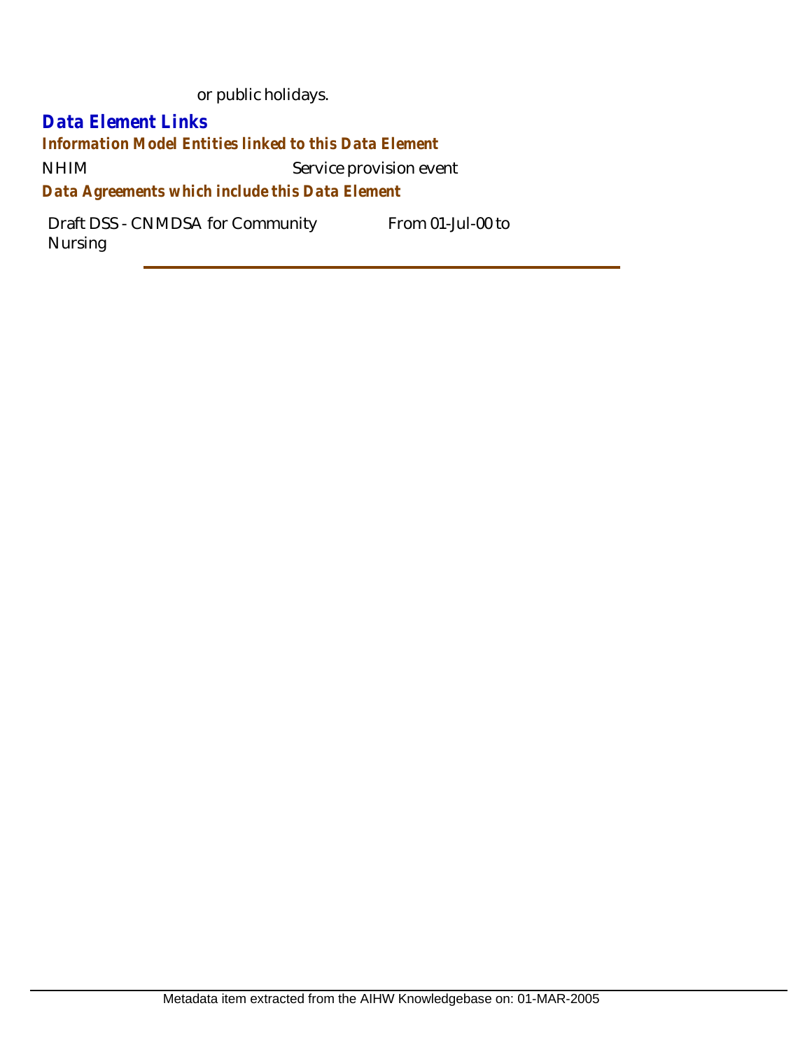or public holidays.

## Data Element Links

### Information Model Entities linked to this Data Element

| | |
|---|---|
| NHIM | Service provision event |

### Data Agreements which include this Data Element

| | |
|---|---|
| Draft DSS - CNMDSA for Community Nursing | From 01-Jul-00 to |

Metadata item extracted from the AIHW Knowledgebase on: 01-MAR-2005